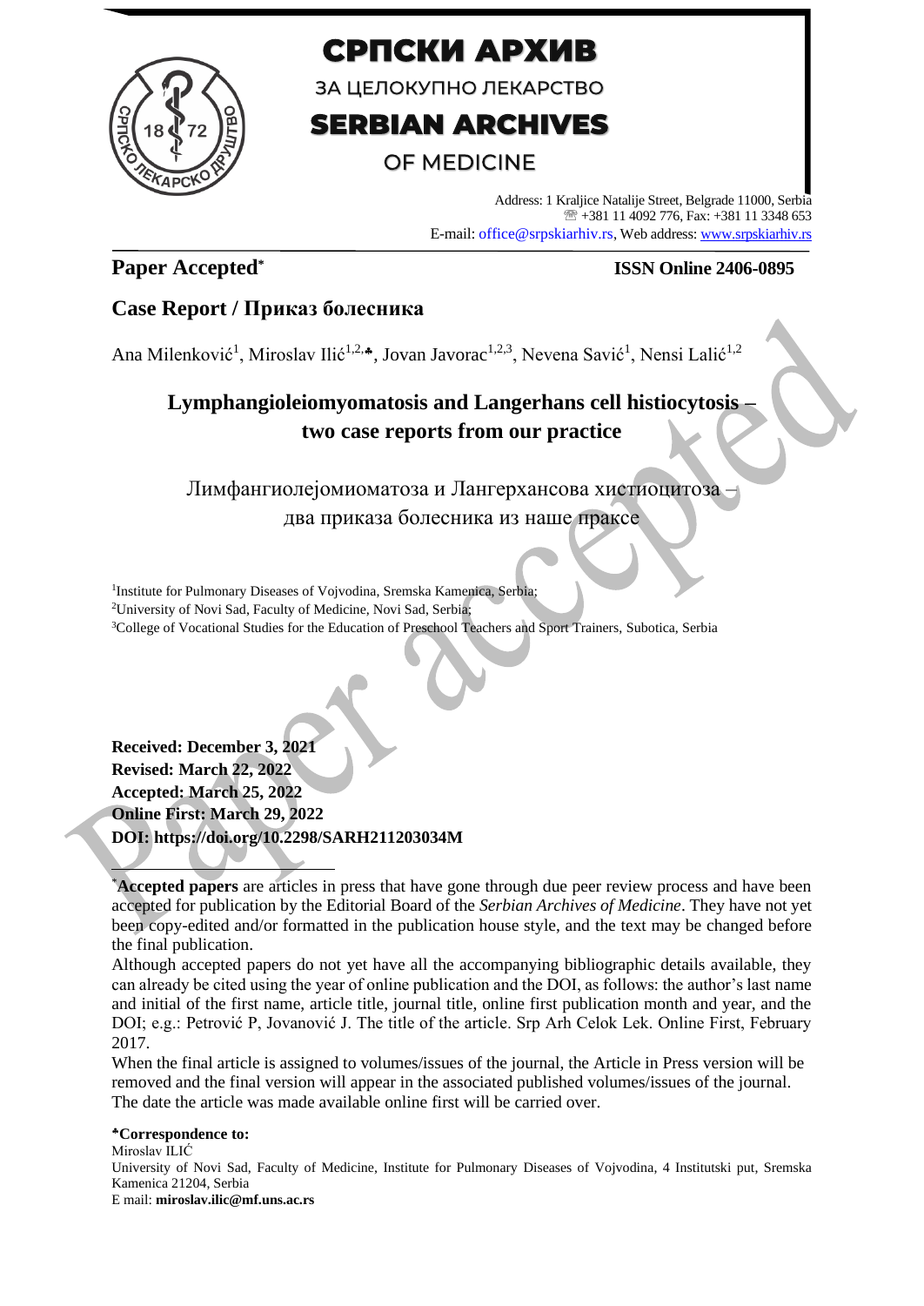# СРПСКИ АРХИВ

ЗА ЦЕЛОКУПНО ЛЕКАРСТВО

# SERBIAN ARCHIVES

OF MEDICINE

Address: 1 Kraljice Natalije Street, Belgrade 11000, Serbia
☏ +381 11 4092 776, Fax: +381 11 3348 653
E-mail: office@srpskiarhiv.rs, Web address: www.srpskiarhiv.rs

**Paper Accepted***

**ISSN Online 2406-0895**

## Case Report / Приказ болесника

Ana Milenković[1], Miroslav Ilić[1,2,♣], Jovan Javorac[1,2,3], Nevena Savić[1], Nensi Lalić[1,2]

# Lymphangioleiomyomatosis and Langerhans cell histiocytosis – two case reports from our practice

Лимфангиолејомиоматоза и Лангерхансова хистиоцитоза – два приказа болесника из наше праксе

[1]Institute for Pulmonary Diseases of Vojvodina, Sremska Kamenica, Serbia;
[2]University of Novi Sad, Faculty of Medicine, Novi Sad, Serbia;
[3]College of Vocational Studies for the Education of Preschool Teachers and Sport Trainers, Subotica, Serbia

**Received: December 3, 2021**
**Revised: March 22, 2022**
**Accepted: March 25, 2022**
**Online First: March 29, 2022**
**DOI: https://doi.org/10.2298/SARH211203034M**

*__Accepted papers__ are articles in press that have gone through due peer review process and have been accepted for publication by the Editorial Board of the *Serbian Archives of Medicine*. They have not yet been copy-edited and/or formatted in the publication house style, and the text may be changed before the final publication.

Although accepted papers do not yet have all the accompanying bibliographic details available, they can already be cited using the year of online publication and the DOI, as follows: the author's last name and initial of the first name, article title, journal title, online first publication month and year, and the DOI; e.g.: Petrović P, Jovanović J. The title of the article. Srp Arh Celok Lek. Online First, February 2017.

When the final article is assigned to volumes/issues of the journal, the Article in Press version will be removed and the final version will appear in the associated published volumes/issues of the journal. The date the article was made available online first will be carried over.

**♣Correspondence to:**
Miroslav ILIĆ
University of Novi Sad, Faculty of Medicine, Institute for Pulmonary Diseases of Vojvodina, 4 Institutski put, Sremska Kamenica 21204, Serbia
E mail: **miroslav.ilic@mf.uns.ac.rs**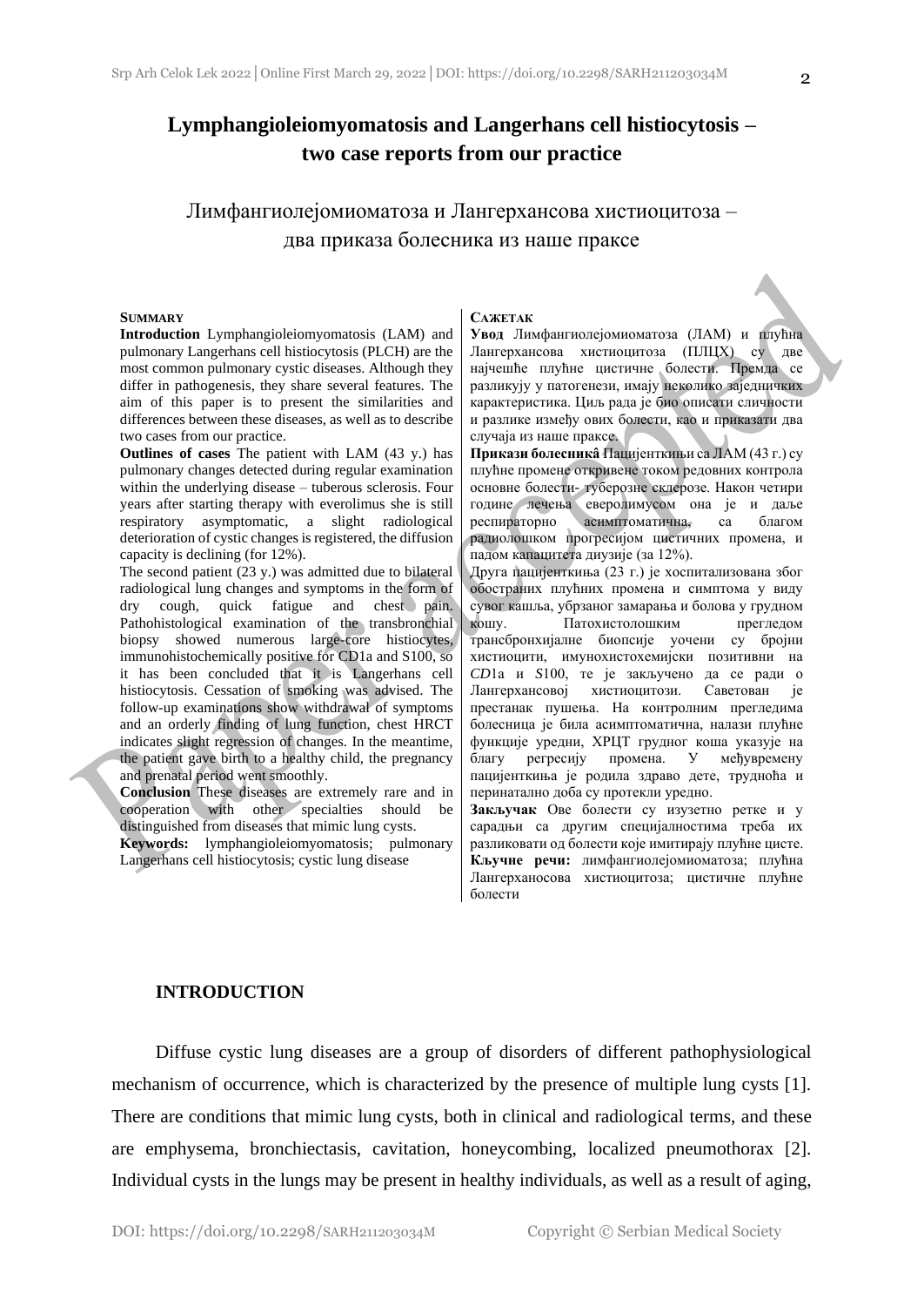# Lymphangioleiomyomatosis and Langerhans cell histiocytosis – two case reports from our practice

Лимфангиолејомиоматоза и Лангерхансова хистиоцитоза – два приказа болесника из наше праксе

**SUMMARY**

**Introduction** Lymphangioleiomyomatosis (LAM) and pulmonary Langerhans cell histiocytosis (PLCH) are the most common pulmonary cystic diseases. Although they differ in pathogenesis, they share several features. The aim of this paper is to present the similarities and differences between these diseases, as well as to describe two cases from our practice.

**Outlines of cases** The patient with LAM (43 y.) has pulmonary changes detected during regular examination within the underlying disease – tuberous sclerosis. Four years after starting therapy with everolimus she is still respiratory asymptomatic, a slight radiological deterioration of cystic changes is registered, the diffusion capacity is declining (for 12%).

The second patient (23 y.) was admitted due to bilateral radiological lung changes and symptoms in the form of dry cough, quick fatigue and chest pain. Pathohistological examination of the transbronchial biopsy showed numerous large-core histiocytes, immunohistochemically positive for CD1a and S100, so it has been concluded that it is Langerhans cell histiocytosis. Cessation of smoking was advised. The follow-up examinations show withdrawal of symptoms and an orderly finding of lung function, chest HRCT indicates slight regression of changes. In the meantime, the patient gave birth to a healthy child, the pregnancy and prenatal period went smoothly.

**Conclusion** These diseases are extremely rare and in cooperation with other specialties should be distinguished from diseases that mimic lung cysts.

**Keywords:** lymphangioleiomyomatosis; pulmonary Langerhans cell histiocytosis; cystic lung disease

**САЖЕТАК**

**Увод** Лимфангиолејомиоматоза (ЛАМ) и плућна Лангерхансова хистиоцитоза (ПЛЦХ) су две најчешће плућне цистичне болести. Премда се разликују у патогенези, имају неколико заједничких карактеристика. Циљ рада је био описати сличности и разлике између ових болести, као и приказати два случаја из наше праксе.

**Прикази болесникâ** Пацијенткињи са ЛАМ (43 г.) су плућне промене откривене током редовних контрола основне болести- туберозне склерозе. Након четири године лечења еверолимусом она је и даље респираторно асимптоматична, са благом радиолошком прогресијом цистичних промена, и падом капацитета диузије (за 12%).

Друга пацијенткиња (23 г.) је хоспитализована због обостраних плућних промена и симптома у виду сувог кашља, убрзаног замарања и болова у грудном кошу. Патохистолошким прегледом трансбронхијалне биопсије уочени су бројни хистиоцити, имунохистохемијски позитивни на *CD*1a и *S*100, те је закључено да се ради о Лангерхансовој хистиоцитози. Саветован је престанак пушења. На контролним прегледима болесница је била асимптоматична, налази плућне функције уредни, ХРЦТ грудног коша указује на благу регресију промена. У међувремену пацијенткиња је родила здраво дете, трудноћа и перинатално доба су протекли уредно.

**Закључак** Ове болести су изузетно ретке и у сарадњи са другим специјалностима треба их разликовати од болести које имитирају плућне цисте.

**Кључне речи:** лимфангиолејомиоматоза; плућна Лангерханосова хистиоцитоза; цистичне плућне болести

## INTRODUCTION

Diffuse cystic lung diseases are a group of disorders of different pathophysiological mechanism of occurrence, which is characterized by the presence of multiple lung cysts [1]. There are conditions that mimic lung cysts, both in clinical and radiological terms, and these are emphysema, bronchiectasis, cavitation, honeycombing, localized pneumothorax [2]. Individual cysts in the lungs may be present in healthy individuals, as well as a result of aging,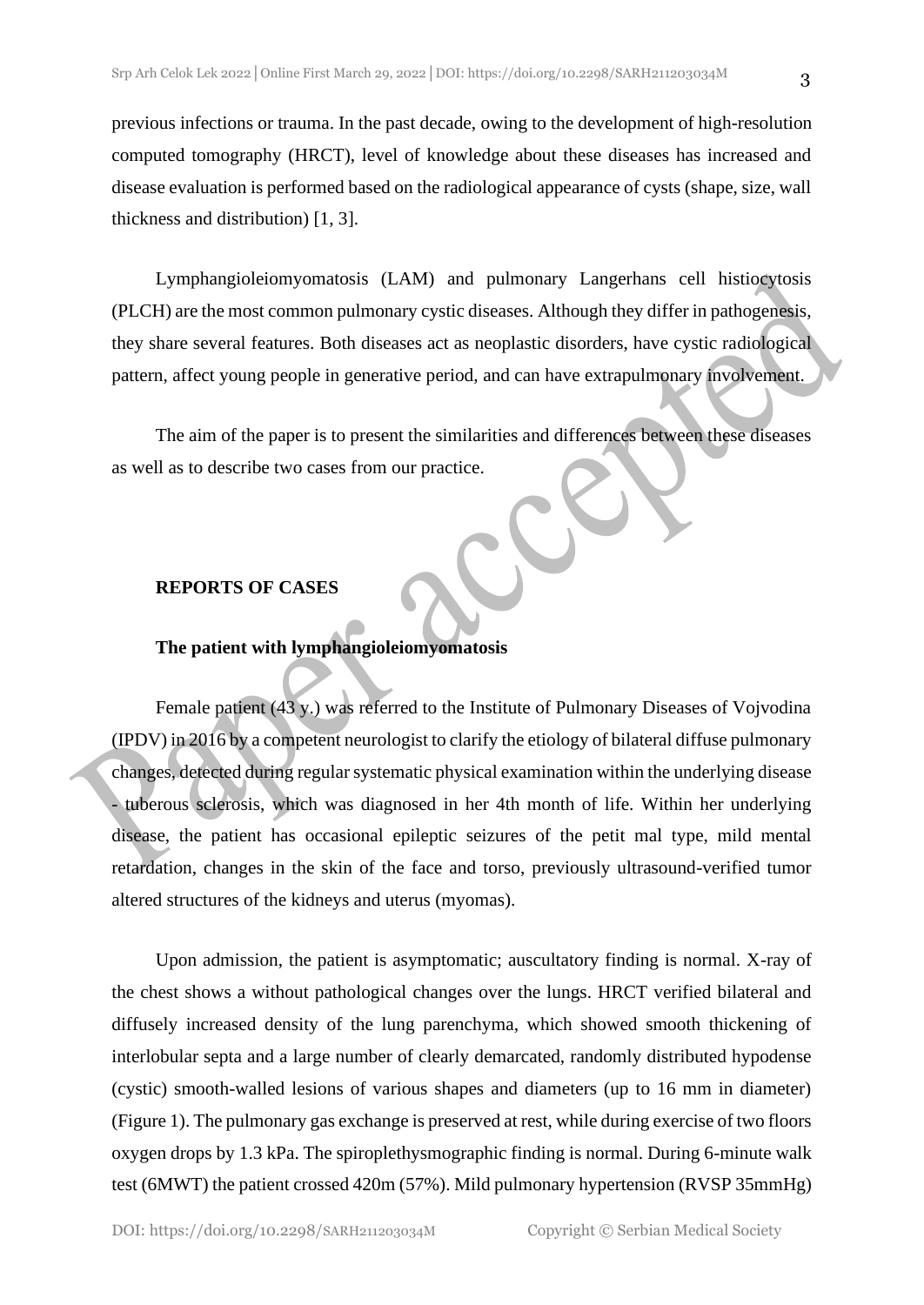previous infections or trauma. In the past decade, owing to the development of high-resolution computed tomography (HRCT), level of knowledge about these diseases has increased and disease evaluation is performed based on the radiological appearance of cysts (shape, size, wall thickness and distribution) [1, 3].

Lymphangioleiomyomatosis (LAM) and pulmonary Langerhans cell histiocytosis (PLCH) are the most common pulmonary cystic diseases. Although they differ in pathogenesis, they share several features. Both diseases act as neoplastic disorders, have cystic radiological pattern, affect young people in generative period, and can have extrapulmonary involvement.

The aim of the paper is to present the similarities and differences between these diseases as well as to describe two cases from our practice.

## REPORTS OF CASES

### The patient with lymphangioleiomyomatosis

Female patient (43 y.) was referred to the Institute of Pulmonary Diseases of Vojvodina (IPDV) in 2016 by a competent neurologist to clarify the etiology of bilateral diffuse pulmonary changes, detected during regular systematic physical examination within the underlying disease - tuberous sclerosis, which was diagnosed in her 4th month of life. Within her underlying disease, the patient has occasional epileptic seizures of the petit mal type, mild mental retardation, changes in the skin of the face and torso, previously ultrasound-verified tumor altered structures of the kidneys and uterus (myomas).

Upon admission, the patient is asymptomatic; auscultatory finding is normal. X-ray of the chest shows a without pathological changes over the lungs. HRCT verified bilateral and diffusely increased density of the lung parenchyma, which showed smooth thickening of interlobular septa and a large number of clearly demarcated, randomly distributed hypodense (cystic) smooth-walled lesions of various shapes and diameters (up to 16 mm in diameter) (Figure 1). The pulmonary gas exchange is preserved at rest, while during exercise of two floors oxygen drops by 1.3 kPa. The spiroplethysmographic finding is normal. During 6-minute walk test (6MWT) the patient crossed 420m (57%). Mild pulmonary hypertension (RVSP 35mmHg)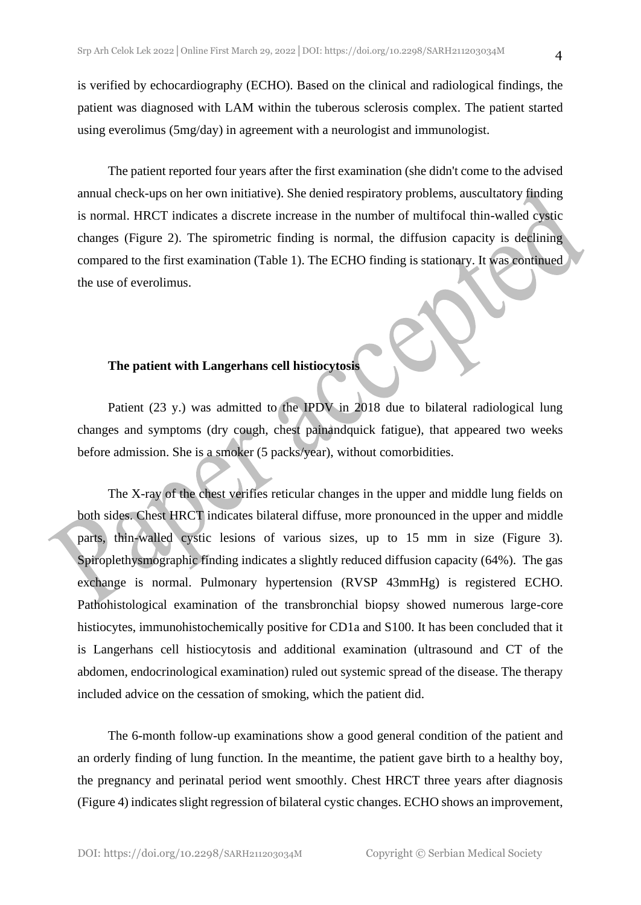is verified by echocardiography (ECHO). Based on the clinical and radiological findings, the patient was diagnosed with LAM within the tuberous sclerosis complex. The patient started using everolimus (5mg/day) in agreement with a neurologist and immunologist.

The patient reported four years after the first examination (she didn't come to the advised annual check-ups on her own initiative). She denied respiratory problems, auscultatory finding is normal. HRCT indicates a discrete increase in the number of multifocal thin-walled cystic changes (Figure 2). The spirometric finding is normal, the diffusion capacity is declining compared to the first examination (Table 1). The ECHO finding is stationary. It was continued the use of everolimus.

### The patient with Langerhans cell histiocytosis

Patient (23 y.) was admitted to the IPDV in 2018 due to bilateral radiological lung changes and symptoms (dry cough, chest painandquick fatigue), that appeared two weeks before admission. She is a smoker (5 packs/year), without comorbidities.

The X-ray of the chest verifies reticular changes in the upper and middle lung fields on both sides. Chest HRCT indicates bilateral diffuse, more pronounced in the upper and middle parts, thin-walled cystic lesions of various sizes, up to 15 mm in size (Figure 3). Spiroplethysmographic finding indicates a slightly reduced diffusion capacity (64%). The gas exchange is normal. Pulmonary hypertension (RVSP 43mmHg) is registered ECHO. Pathohistological examination of the transbronchial biopsy showed numerous large-core histiocytes, immunohistochemically positive for CD1a and S100. It has been concluded that it is Langerhans cell histiocytosis and additional examination (ultrasound and CT of the abdomen, endocrinological examination) ruled out systemic spread of the disease. The therapy included advice on the cessation of smoking, which the patient did.

The 6-month follow-up examinations show a good general condition of the patient and an orderly finding of lung function. In the meantime, the patient gave birth to a healthy boy, the pregnancy and perinatal period went smoothly. Chest HRCT three years after diagnosis (Figure 4) indicates slight regression of bilateral cystic changes. ECHO shows an improvement,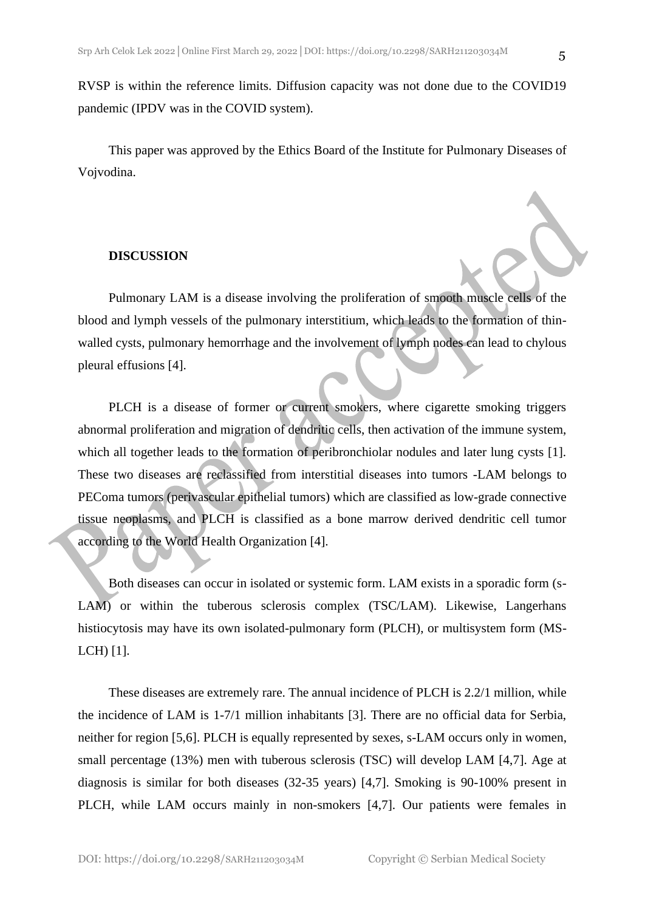RVSP is within the reference limits. Diffusion capacity was not done due to the COVID19 pandemic (IPDV was in the COVID system).

This paper was approved by the Ethics Board of the Institute for Pulmonary Diseases of Vojvodina.

## DISCUSSION

Pulmonary LAM is a disease involving the proliferation of smooth muscle cells of the blood and lymph vessels of the pulmonary interstitium, which leads to the formation of thin-walled cysts, pulmonary hemorrhage and the involvement of lymph nodes can lead to chylous pleural effusions [4].

PLCH is a disease of former or current smokers, where cigarette smoking triggers abnormal proliferation and migration of dendritic cells, then activation of the immune system, which all together leads to the formation of peribronchiolar nodules and later lung cysts [1]. These two diseases are reclassified from interstitial diseases into tumors -LAM belongs to PEComa tumors (perivascular epithelial tumors) which are classified as low-grade connective tissue neoplasms, and PLCH is classified as a bone marrow derived dendritic cell tumor according to the World Health Organization [4].

Both diseases can occur in isolated or systemic form. LAM exists in a sporadic form (s-LAM) or within the tuberous sclerosis complex (TSC/LAM). Likewise, Langerhans histiocytosis may have its own isolated-pulmonary form (PLCH), or multisystem form (MS-LCH) [1].

These diseases are extremely rare. The annual incidence of PLCH is 2.2/1 million, while the incidence of LAM is 1-7/1 million inhabitants [3]. There are no official data for Serbia, neither for region [5,6]. PLCH is equally represented by sexes, s-LAM occurs only in women, small percentage (13%) men with tuberous sclerosis (TSC) will develop LAM [4,7]. Age at diagnosis is similar for both diseases (32-35 years) [4,7]. Smoking is 90-100% present in PLCH, while LAM occurs mainly in non-smokers [4,7]. Our patients were females in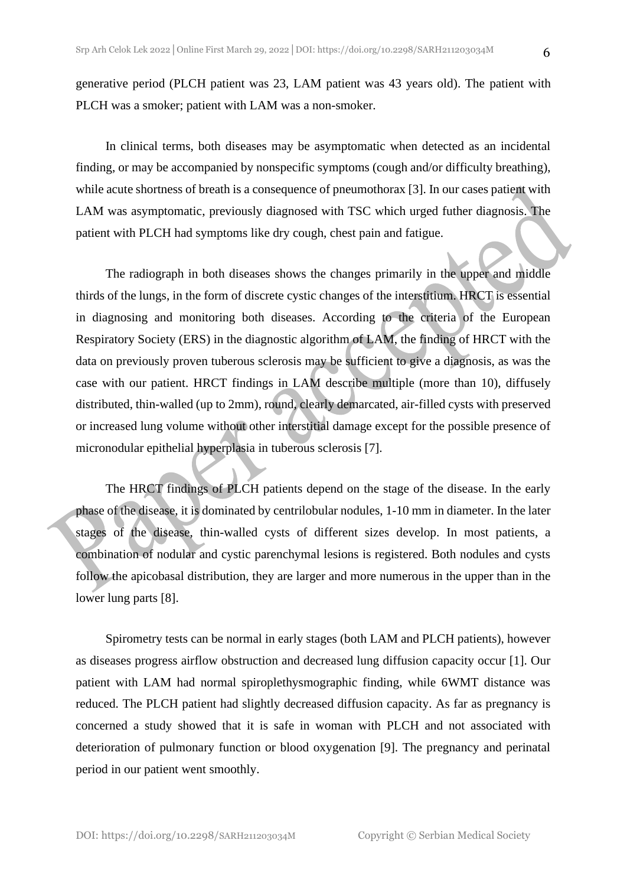generative period (PLCH patient was 23, LAM patient was 43 years old). The patient with PLCH was a smoker; patient with LAM was a non-smoker.

In clinical terms, both diseases may be asymptomatic when detected as an incidental finding, or may be accompanied by nonspecific symptoms (cough and/or difficulty breathing), while acute shortness of breath is a consequence of pneumothorax [3]. In our cases patient with LAM was asymptomatic, previously diagnosed with TSC which urged futher diagnosis. The patient with PLCH had symptoms like dry cough, chest pain and fatigue.

The radiograph in both diseases shows the changes primarily in the upper and middle thirds of the lungs, in the form of discrete cystic changes of the interstitium. HRCT is essential in diagnosing and monitoring both diseases. According to the criteria of the European Respiratory Society (ERS) in the diagnostic algorithm of LAM, the finding of HRCT with the data on previously proven tuberous sclerosis may be sufficient to give a diagnosis, as was the case with our patient. HRCT findings in LAM describe multiple (more than 10), diffusely distributed, thin-walled (up to 2mm), round, clearly demarcated, air-filled cysts with preserved or increased lung volume without other interstitial damage except for the possible presence of micronodular epithelial hyperplasia in tuberous sclerosis [7].

The HRCT findings of PLCH patients depend on the stage of the disease. In the early phase of the disease, it is dominated by centrilobular nodules, 1-10 mm in diameter. In the later stages of the disease, thin-walled cysts of different sizes develop. In most patients, a combination of nodular and cystic parenchymal lesions is registered. Both nodules and cysts follow the apicobasal distribution, they are larger and more numerous in the upper than in the lower lung parts [8].

Spirometry tests can be normal in early stages (both LAM and PLCH patients), however as diseases progress airflow obstruction and decreased lung diffusion capacity occur [1]. Our patient with LAM had normal spiroplethysmographic finding, while 6WMT distance was reduced. The PLCH patient had slightly decreased diffusion capacity. As far as pregnancy is concerned a study showed that it is safe in woman with PLCH and not associated with deterioration of pulmonary function or blood oxygenation [9]. The pregnancy and perinatal period in our patient went smoothly.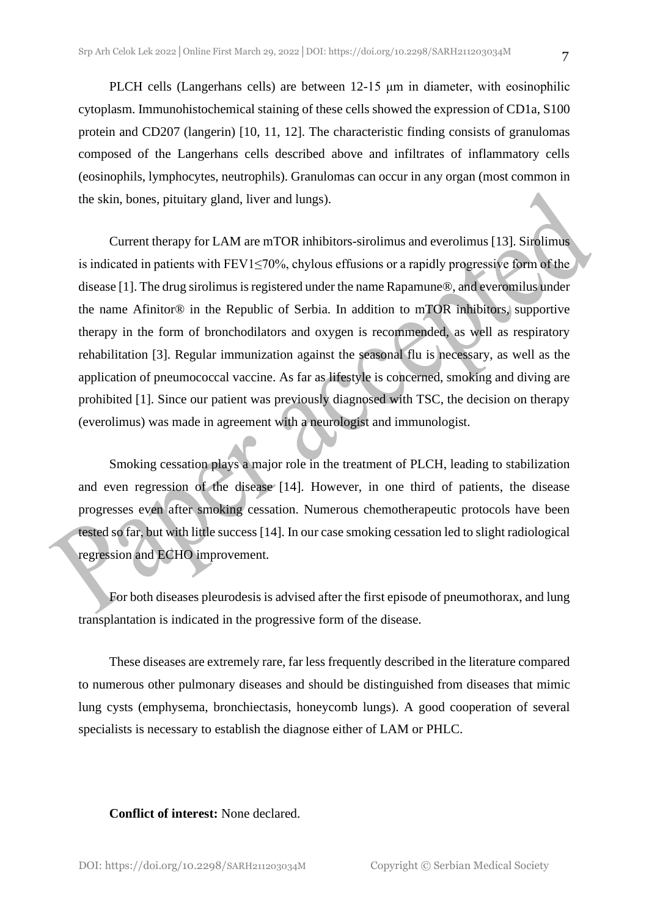PLCH cells (Langerhans cells) are between 12-15 μm in diameter, with eosinophilic cytoplasm. Immunohistochemical staining of these cells showed the expression of CD1a, S100 protein and CD207 (langerin) [10, 11, 12]. The characteristic finding consists of granulomas composed of the Langerhans cells described above and infiltrates of inflammatory cells (eosinophils, lymphocytes, neutrophils). Granulomas can occur in any organ (most common in the skin, bones, pituitary gland, liver and lungs).

Current therapy for LAM are mTOR inhibitors-sirolimus and everolimus [13]. Sirolimus is indicated in patients with FEV1≤70%, chylous effusions or a rapidly progressive form of the disease [1]. The drug sirolimus is registered under the name Rapamune®, and everomilus under the name Afinitor® in the Republic of Serbia. In addition to mTOR inhibitors, supportive therapy in the form of bronchodilators and oxygen is recommended, as well as respiratory rehabilitation [3]. Regular immunization against the seasonal flu is necessary, as well as the application of pneumococcal vaccine. As far as lifestyle is concerned, smoking and diving are prohibited [1]. Since our patient was previously diagnosed with TSC, the decision on therapy (everolimus) was made in agreement with a neurologist and immunologist.

Smoking cessation plays a major role in the treatment of PLCH, leading to stabilization and even regression of the disease [14]. However, in one third of patients, the disease progresses even after smoking cessation. Numerous chemotherapeutic protocols have been tested so far, but with little success [14]. In our case smoking cessation led to slight radiological regression and ECHO improvement.

For both diseases pleurodesis is advised after the first episode of pneumothorax, and lung transplantation is indicated in the progressive form of the disease.

These diseases are extremely rare, far less frequently described in the literature compared to numerous other pulmonary diseases and should be distinguished from diseases that mimic lung cysts (emphysema, bronchiectasis, honeycomb lungs). A good cooperation of several specialists is necessary to establish the diagnose either of LAM or PHLC.

**Conflict of interest:** None declared.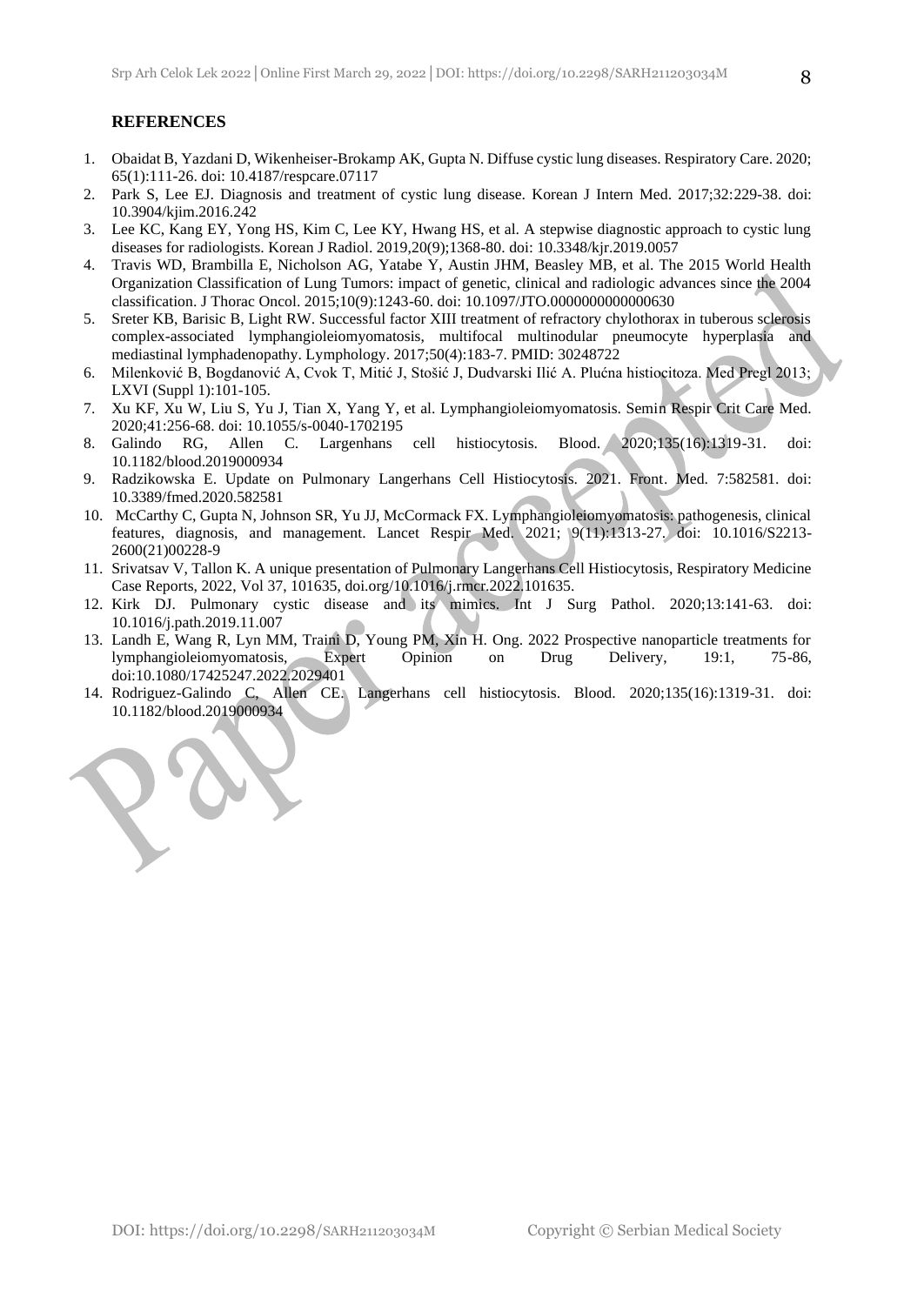## REFERENCES

1. Obaidat B, Yazdani D, Wikenheiser-Brokamp AK, Gupta N. Diffuse cystic lung diseases. Respiratory Care. 2020; 65(1):111-26. doi: 10.4187/respcare.07117
2. Park S, Lee EJ. Diagnosis and treatment of cystic lung disease. Korean J Intern Med. 2017;32:229-38. doi: 10.3904/kjim.2016.242
3. Lee KC, Kang EY, Yong HS, Kim C, Lee KY, Hwang HS, et al. A stepwise diagnostic approach to cystic lung diseases for radiologists. Korean J Radiol. 2019,20(9);1368-80. doi: 10.3348/kjr.2019.0057
4. Travis WD, Brambilla E, Nicholson AG, Yatabe Y, Austin JHM, Beasley MB, et al. The 2015 World Health Organization Classification of Lung Tumors: impact of genetic, clinical and radiologic advances since the 2004 classification. J Thorac Oncol. 2015;10(9):1243-60. doi: 10.1097/JTO.0000000000000630
5. Sreter KB, Barisic B, Light RW. Successful factor XIII treatment of refractory chylothorax in tuberous sclerosis complex-associated lymphangioleiomyomatosis, multifocal multinodular pneumocyte hyperplasia and mediastinal lymphadenopathy. Lymphology. 2017;50(4):183-7. PMID: 30248722
6. Milenković B, Bogdanović A, Cvok T, Mitić J, Stošić J, Dudvarski Ilić A. Plućna histiocitoza. Med Pregl 2013; LXVI (Suppl 1):101-105.
7. Xu KF, Xu W, Liu S, Yu J, Tian X, Yang Y, et al. Lymphangioleiomyomatosis. Semin Respir Crit Care Med. 2020;41:256-68. doi: 10.1055/s-0040-1702195
8. Galindo RG, Allen C. Largenhans cell histiocytosis. Blood. 2020;135(16):1319-31. doi: 10.1182/blood.2019000934
9. Radzikowska E. Update on Pulmonary Langerhans Cell Histiocytosis. 2021. Front. Med. 7:582581. doi: 10.3389/fmed.2020.582581
10. McCarthy C, Gupta N, Johnson SR, Yu JJ, McCormack FX. Lymphangioleiomyomatosis: pathogenesis, clinical features, diagnosis, and management. Lancet Respir Med. 2021; 9(11):1313-27. doi: 10.1016/S2213-2600(21)00228-9
11. Srivatsav V, Tallon K. A unique presentation of Pulmonary Langerhans Cell Histiocytosis, Respiratory Medicine Case Reports, 2022, Vol 37, 101635, doi.org/10.1016/j.rmcr.2022.101635.
12. Kirk DJ. Pulmonary cystic disease and its mimics. Int J Surg Pathol. 2020;13:141-63. doi: 10.1016/j.path.2019.11.007
13. Landh E, Wang R, Lyn MM, Traini D, Young PM, Xin H. Ong. 2022 Prospective nanoparticle treatments for lymphangioleiomyomatosis, Expert Opinion on Drug Delivery, 19:1, 75-86, doi:10.1080/17425247.2022.2029401
14. Rodriguez-Galindo C, Allen CE. Langerhans cell histiocytosis. Blood. 2020;135(16):1319-31. doi: 10.1182/blood.2019000934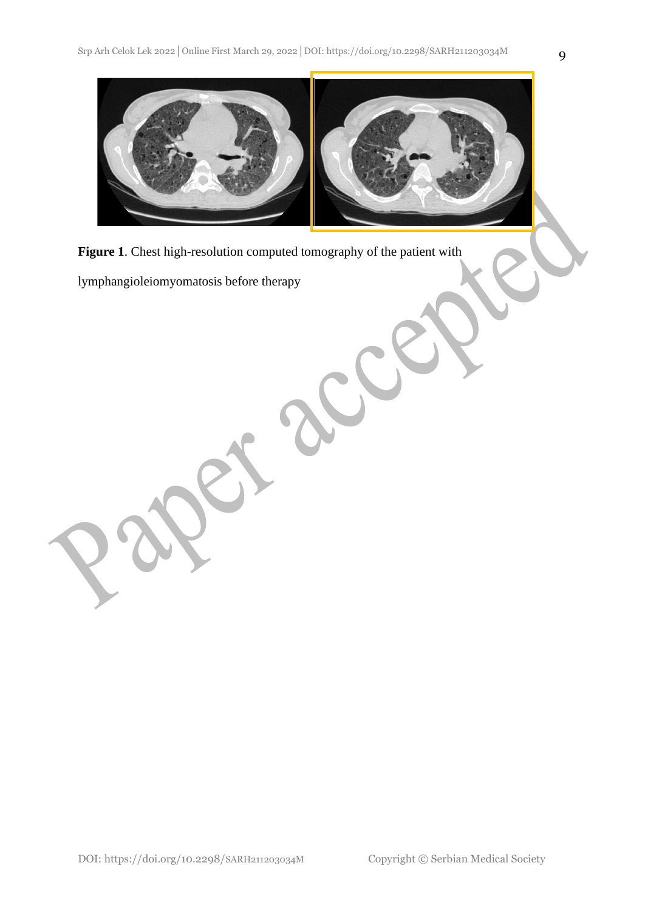**Figure 1**. Chest high-resolution computed tomography of the patient with lymphangioleiomyomatosis before therapy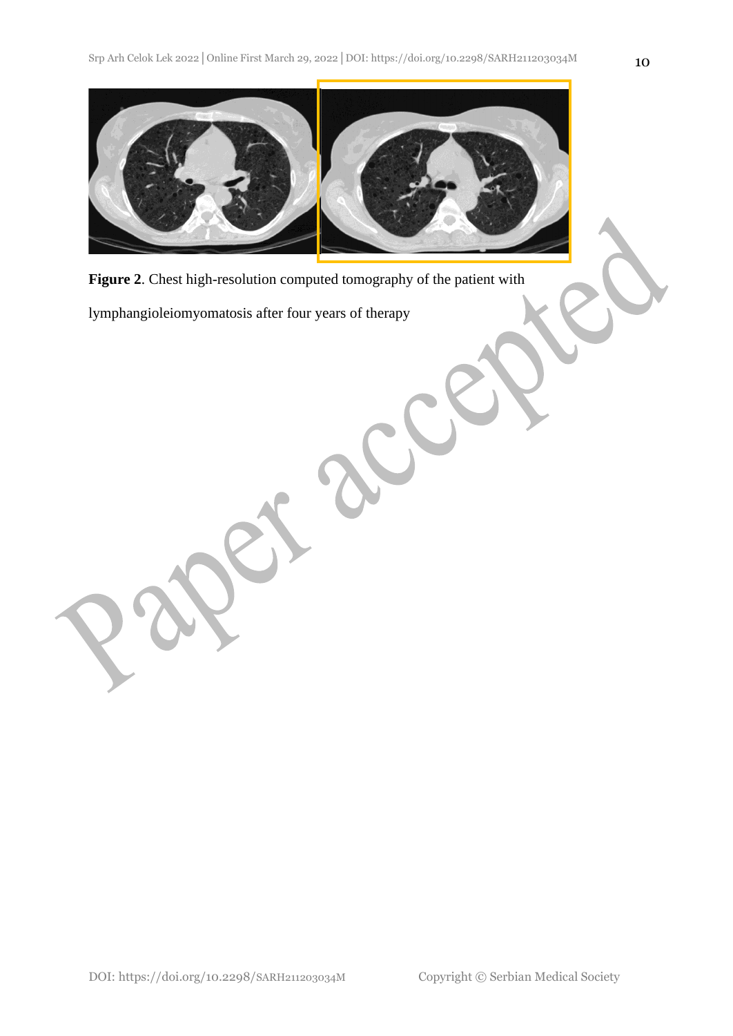**Figure 2**. Chest high-resolution computed tomography of the patient with lymphangioleiomyomatosis after four years of therapy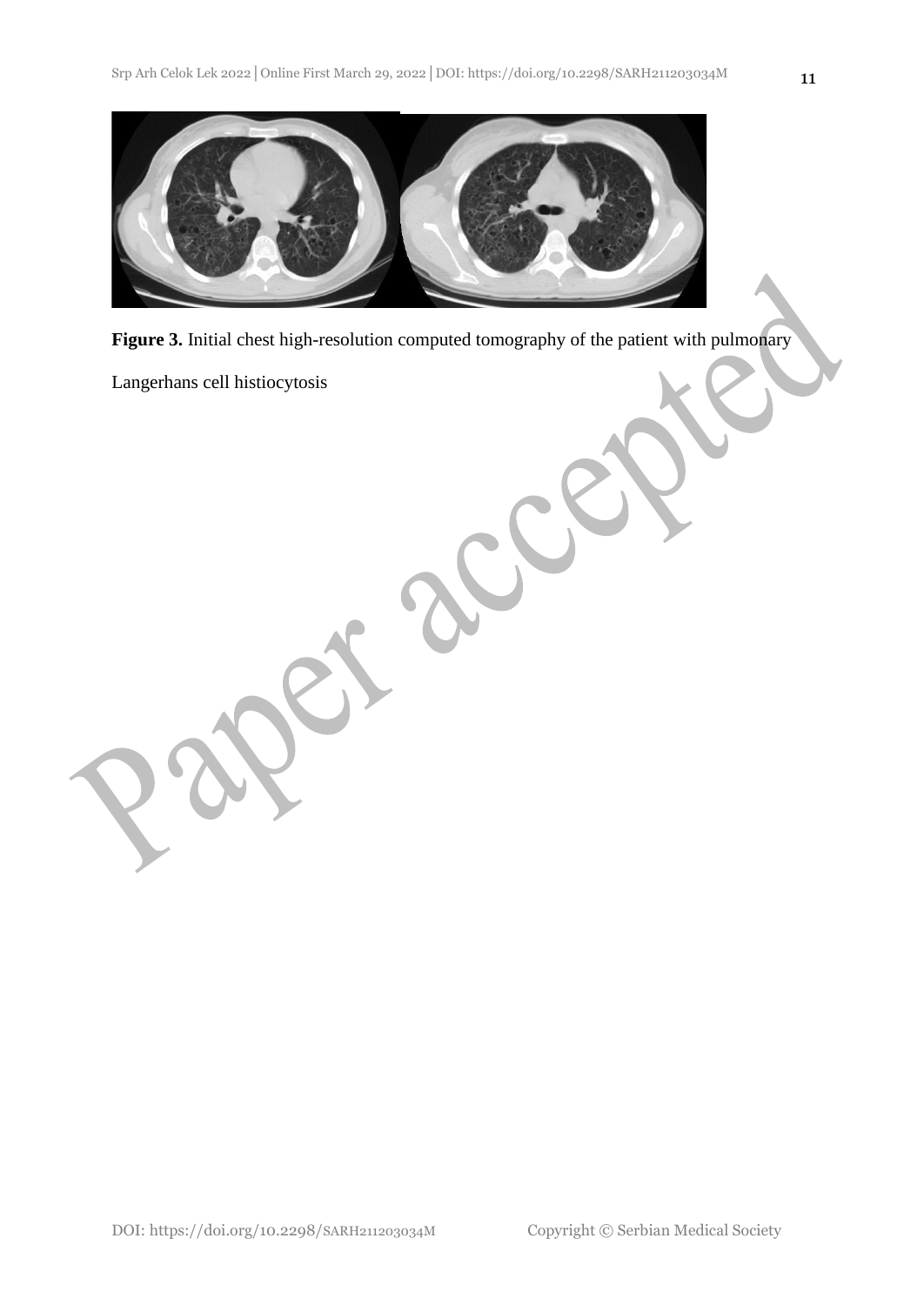**Figure 3.** Initial chest high-resolution computed tomography of the patient with pulmonary Langerhans cell histiocytosis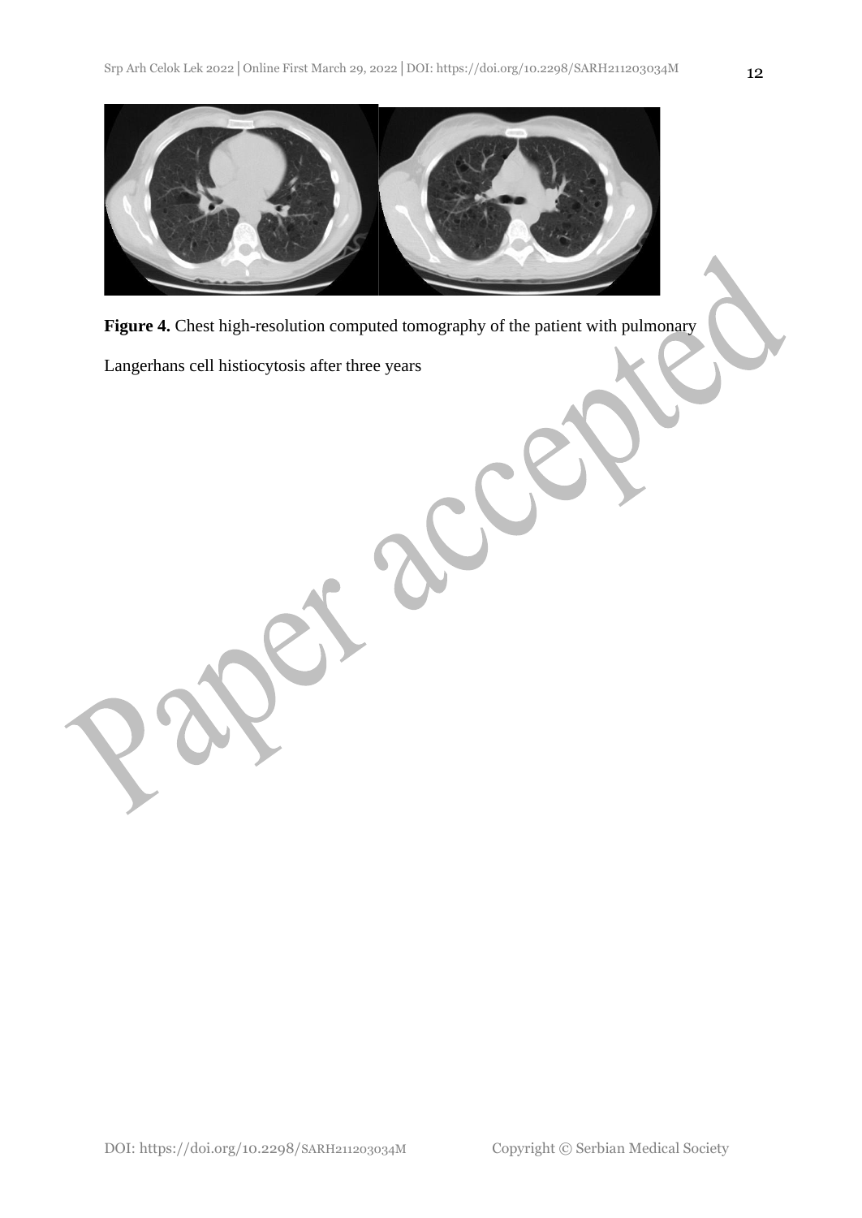**Figure 4.** Chest high-resolution computed tomography of the patient with pulmonary Langerhans cell histiocytosis after three years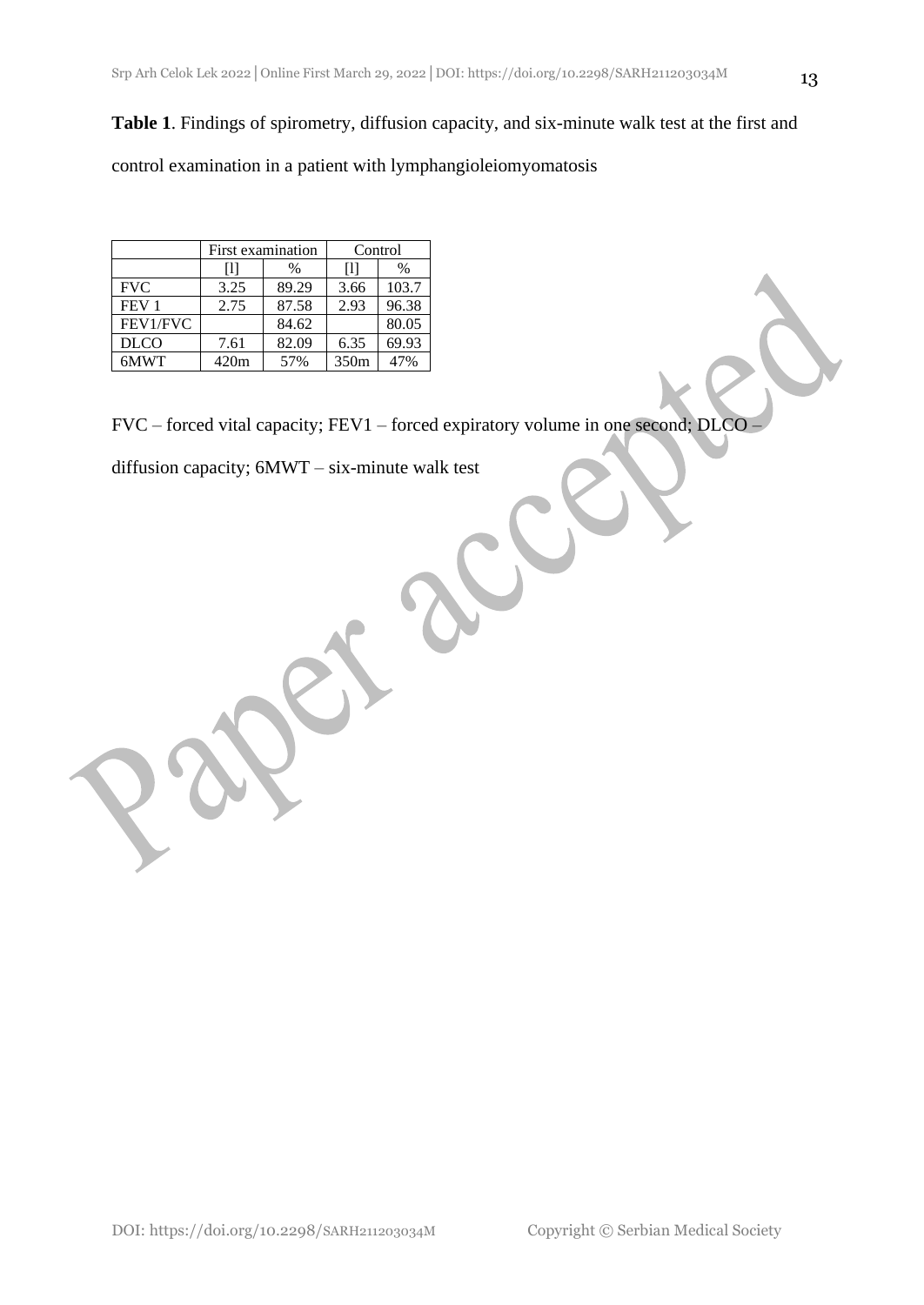**Table 1**. Findings of spirometry, diffusion capacity, and six-minute walk test at the first and control examination in a patient with lymphangioleiomyomatosis

| | First examination | | Control | |
|---|---|---|---|---|
| | [l] | % | [l] | % |
| FVC | 3.25 | 89.29 | 3.66 | 103.7 |
| FEV 1 | 2.75 | 87.58 | 2.93 | 96.38 |
| FEV1/FVC | | 84.62 | | 80.05 |
| DLCO | 7.61 | 82.09 | 6.35 | 69.93 |
| 6MWT | 420m | 57% | 350m | 47% |

FVC – forced vital capacity; FEV1 – forced expiratory volume in one second; DLCO – diffusion capacity; 6MWT – six-minute walk test